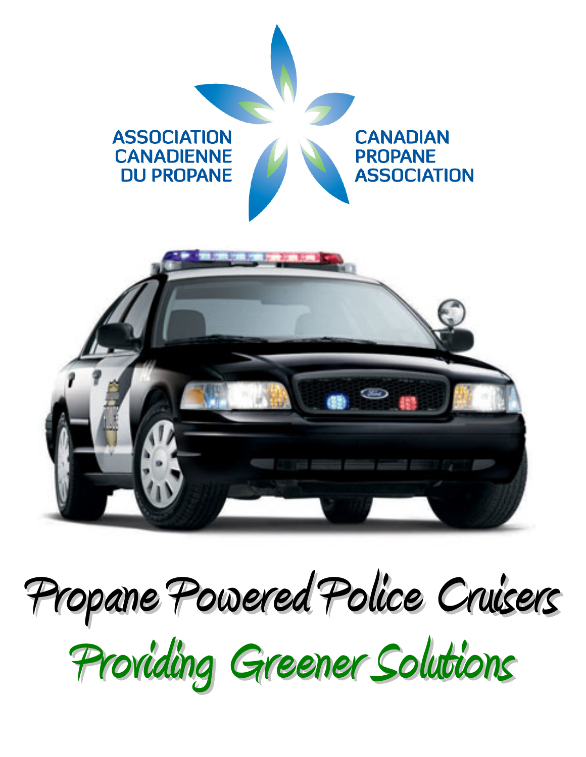ASSOCIATION CANADIENNE DU PROPANE

CANADIAN PROPANE ASSOCIATION

# Propane Powered Police Cruisers

## Providing Greener Solutions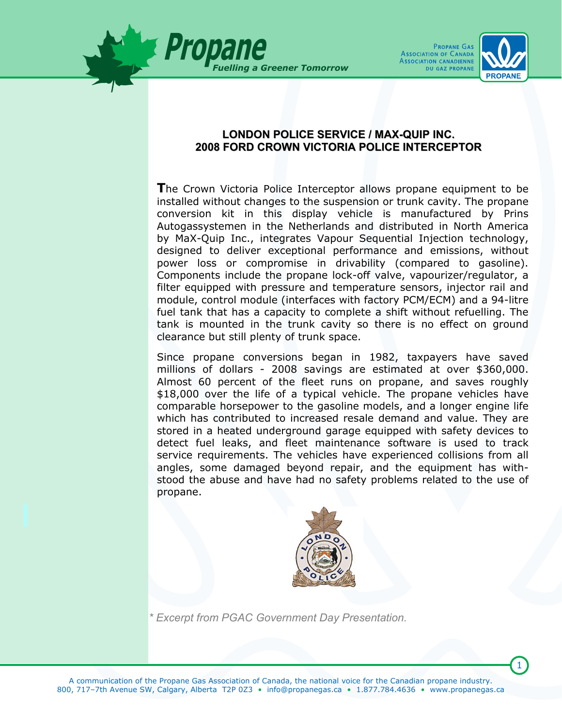## LONDON POLICE SERVICE / MAX-QUIP INC.
## 2008 FORD CROWN VICTORIA POLICE INTERCEPTOR

**T**he Crown Victoria Police Interceptor allows propane equipment to be installed without changes to the suspension or trunk cavity. The propane conversion kit in this display vehicle is manufactured by Prins Autogassystemen in the Netherlands and distributed in North America by MaX-Quip Inc., integrates Vapour Sequential Injection technology, designed to deliver exceptional performance and emissions, without power loss or compromise in drivability (compared to gasoline). Components include the propane lock-off valve, vapourizer/regulator, a filter equipped with pressure and temperature sensors, injector rail and module, control module (interfaces with factory PCM/ECM) and a 94-litre fuel tank that has a capacity to complete a shift without refuelling. The tank is mounted in the trunk cavity so there is no effect on ground clearance but still plenty of trunk space.

Since propane conversions began in 1982, taxpayers have saved millions of dollars - 2008 savings are estimated at over $360,000. Almost 60 percent of the fleet runs on propane, and saves roughly $18,000 over the life of a typical vehicle. The propane vehicles have comparable horsepower to the gasoline models, and a longer engine life which has contributed to increased resale demand and value. They are stored in a heated underground garage equipped with safety devices to detect fuel leaks, and fleet maintenance software is used to track service requirements. The vehicles have experienced collisions from all angles, some damaged beyond repair, and the equipment has withstood the abuse and have had no safety problems related to the use of propane.

*\* Excerpt from PGAC Government Day Presentation.*

A communication of the Propane Gas Association of Canada, the national voice for the Canadian propane industry.
800, 717–7th Avenue SW, Calgary, Alberta T2P 0Z3 • info@propanegas.ca • 1.877.784.4636 • www.propanegas.ca